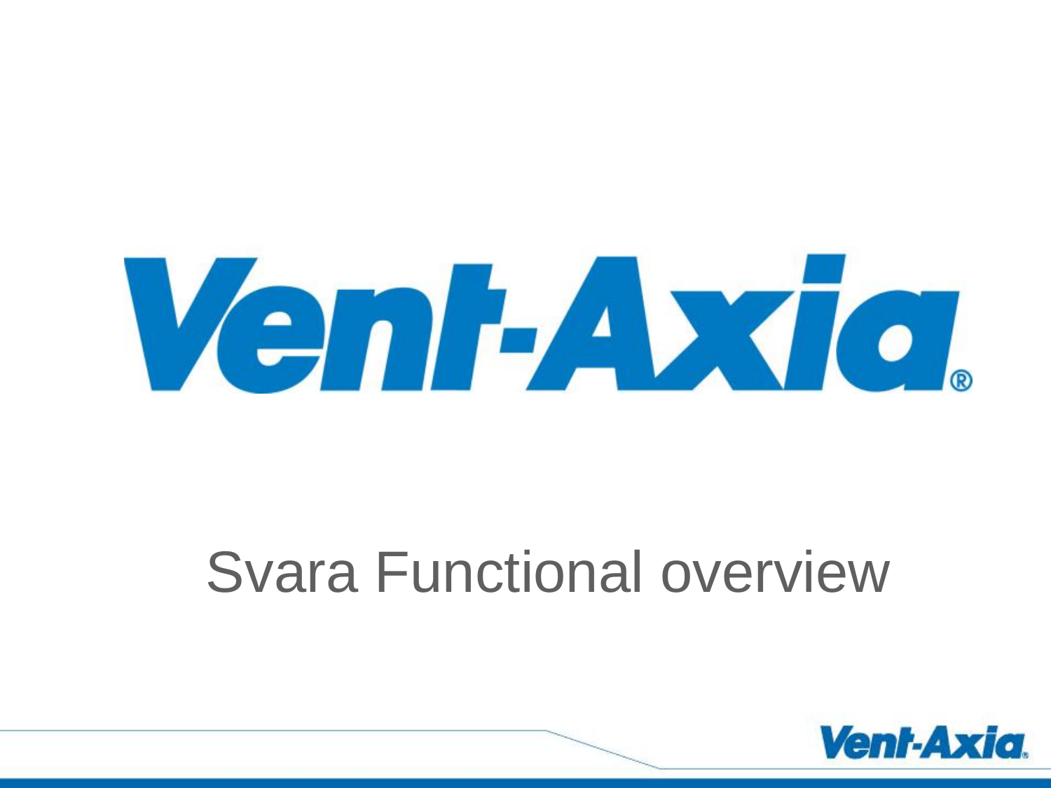# Vent-Axia®

## Svara Functional overview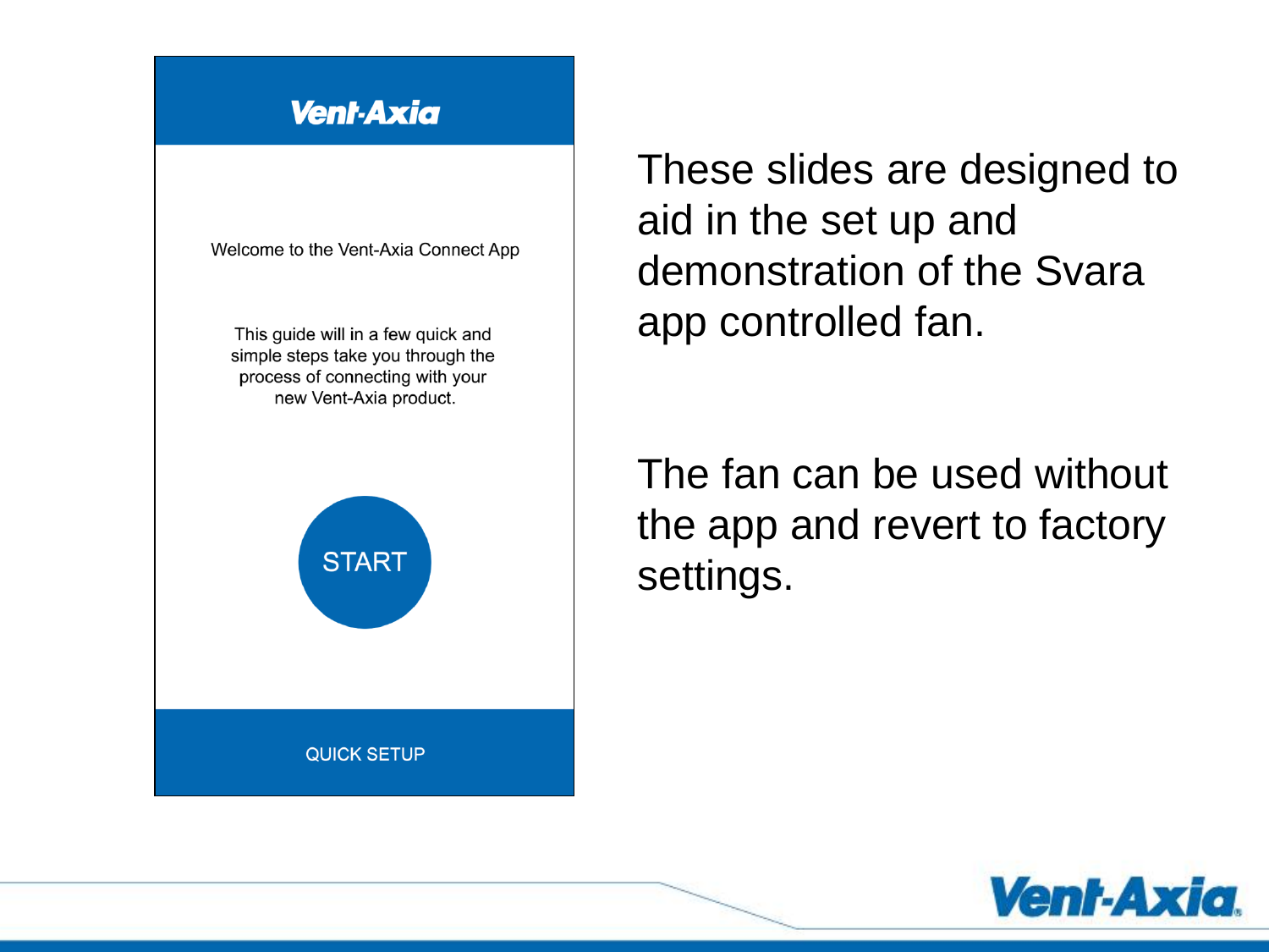Vent-Axia

Welcome to the Vent-Axia Connect App

This guide will in a few quick and simple steps take you through the process of connecting with your new Vent-Axia product.

START

QUICK SETUP

These slides are designed to aid in the set up and demonstration of the Svara app controlled fan.

The fan can be used without the app and revert to factory settings.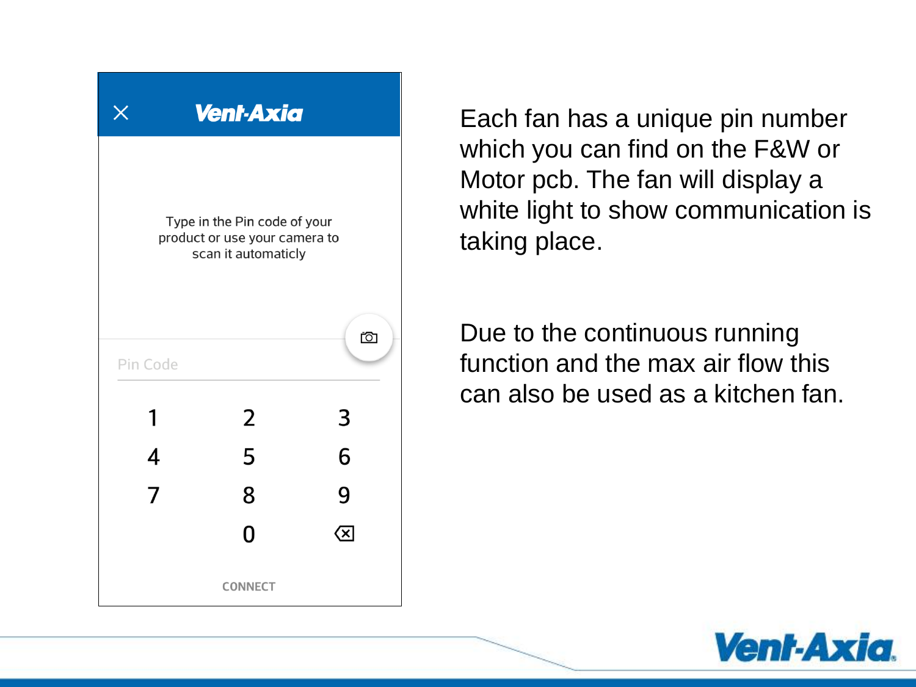Vent-Axia

Type in the Pin code of your product or use your camera to scan it automaticly

Pin Code

1 2 3
4 5 6
7 8 9
0

CONNECT

Each fan has a unique pin number which you can find on the F&W or Motor pcb. The fan will display a white light to show communication is taking place.

Due to the continuous running function and the max air flow this can also be used as a kitchen fan.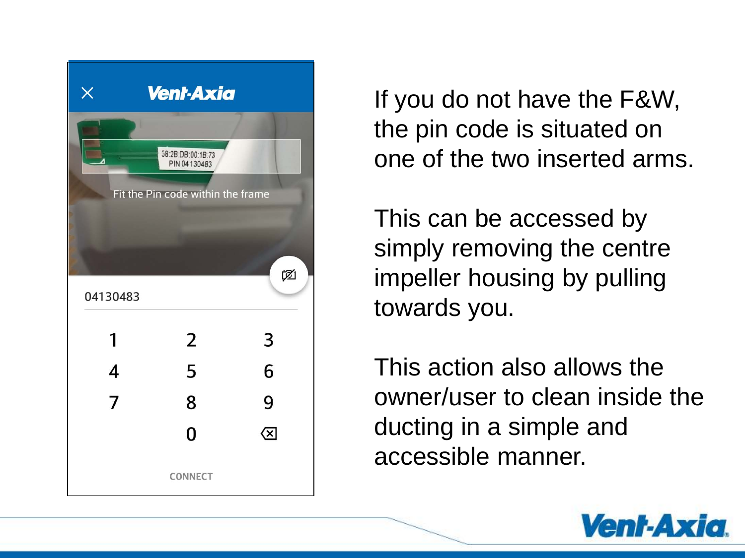If you do not have the F&W, the pin code is situated on one of the two inserted arms.

This can be accessed by simply removing the centre impeller housing by pulling towards you.

This action also allows the owner/user to clean inside the ducting in a simple and accessible manner.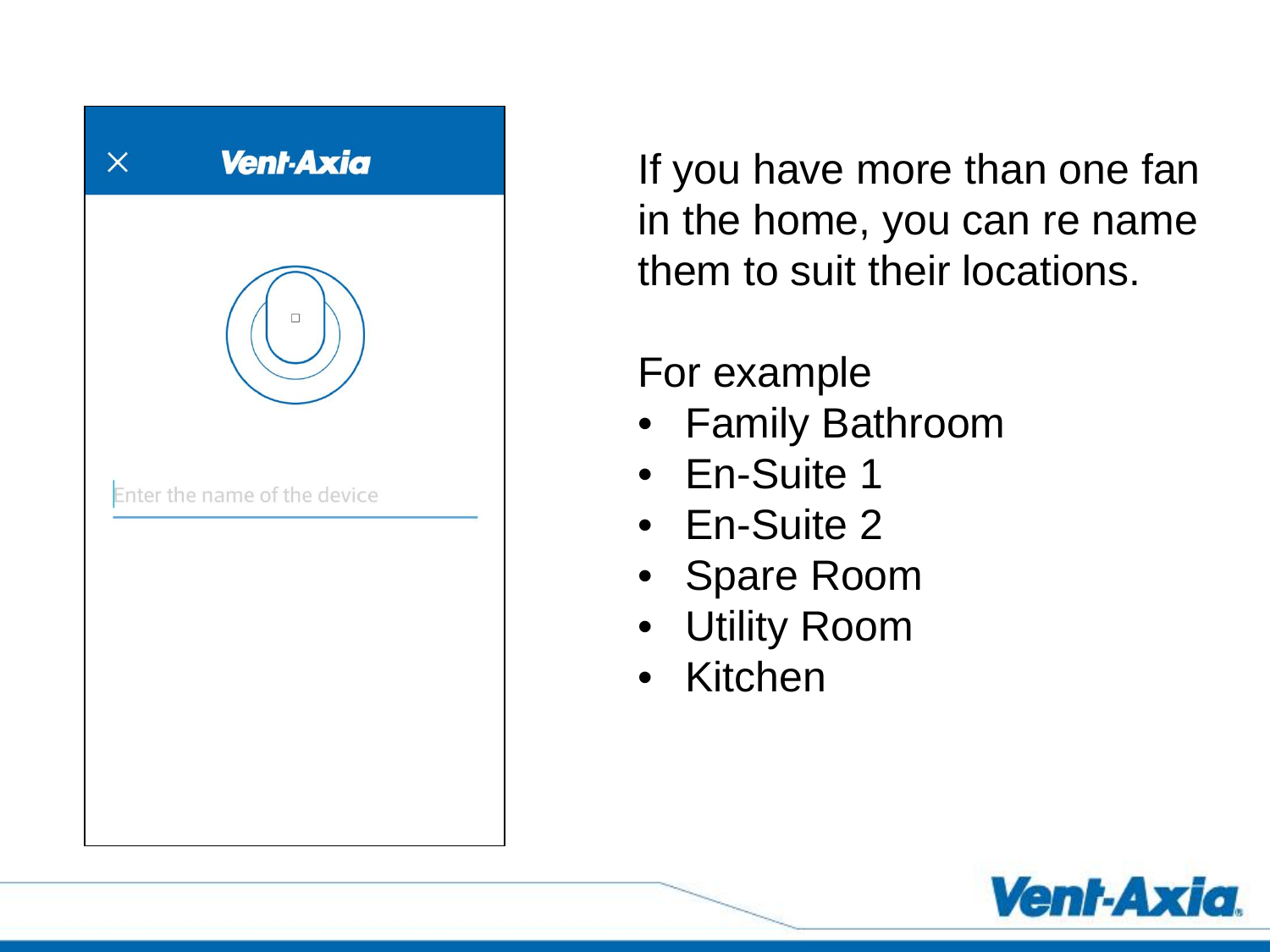Vent-Axia

Enter the name of the device

If you have more than one fan in the home, you can re name them to suit their locations.

For example

- Family Bathroom
- En-Suite 1
- En-Suite 2
- Spare Room
- Utility Room
- Kitchen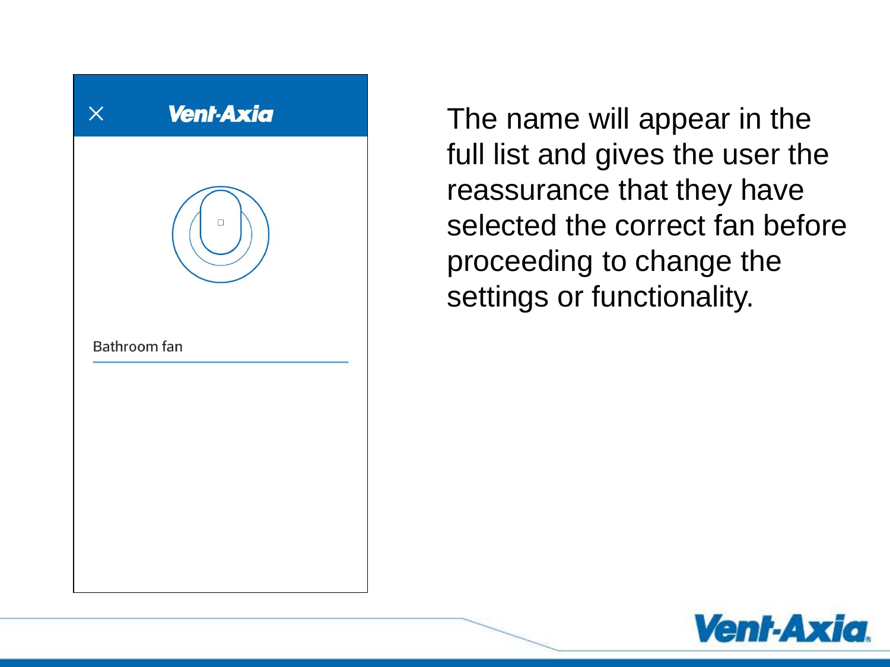The name will appear in the full list and gives the user the reassurance that they have selected the correct fan before proceeding to change the settings or functionality.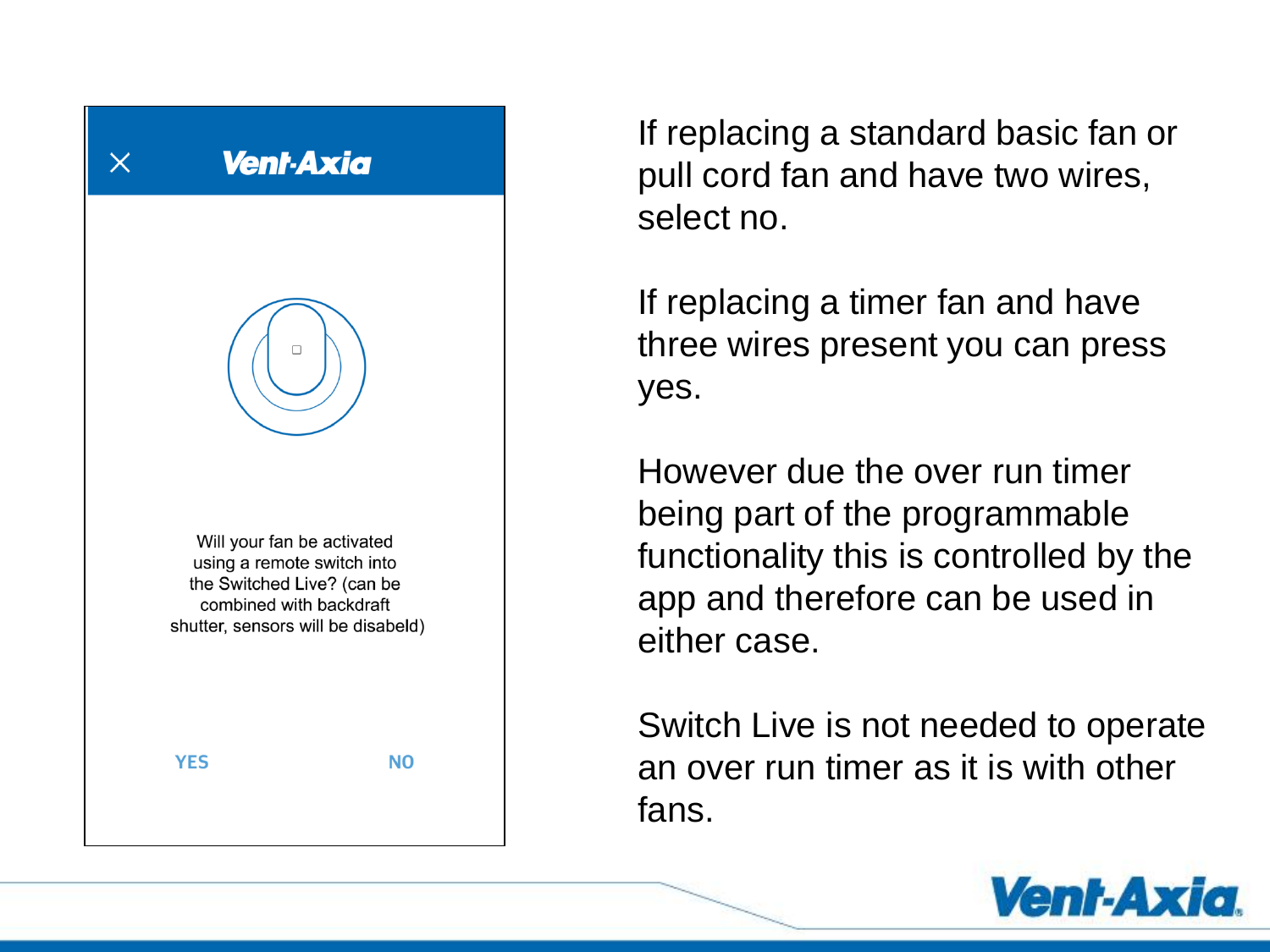Vent-Axia

Will your fan be activated using a remote switch into the Switched Live? (can be combined with backdraft shutter, sensors will be disabeld)

YES NO

If replacing a standard basic fan or pull cord fan and have two wires, select no.

If replacing a timer fan and have three wires present you can press yes.

However due the over run timer being part of the programmable functionality this is controlled by the app and therefore can be used in either case.

Switch Live is not needed to operate an over run timer as it is with other fans.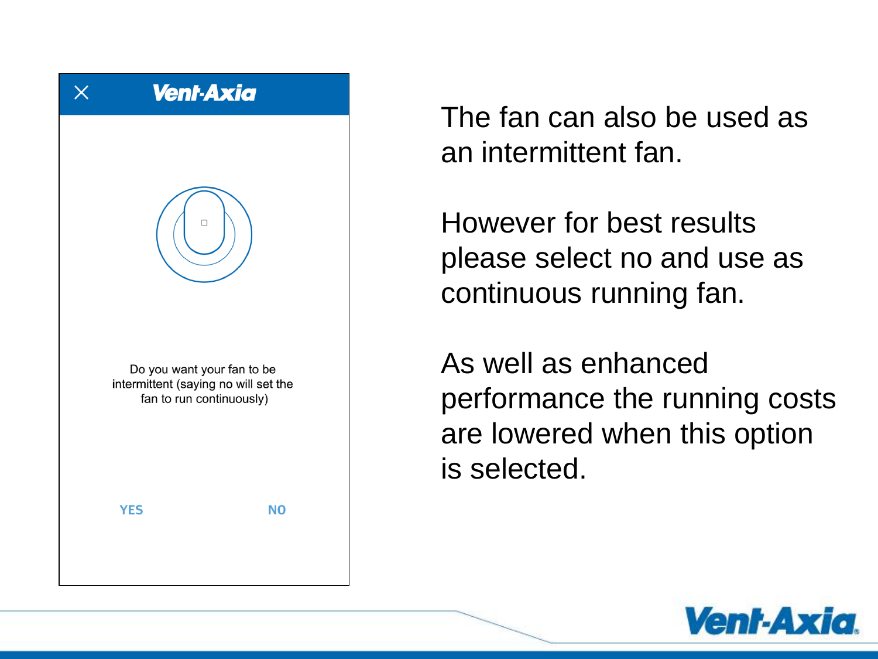Vent-Axia

Do you want your fan to be intermittent (saying no will set the fan to run continuously)

YES NO

The fan can also be used as an intermittent fan.

However for best results please select no and use as continuous running fan.

As well as enhanced performance the running costs are lowered when this option is selected.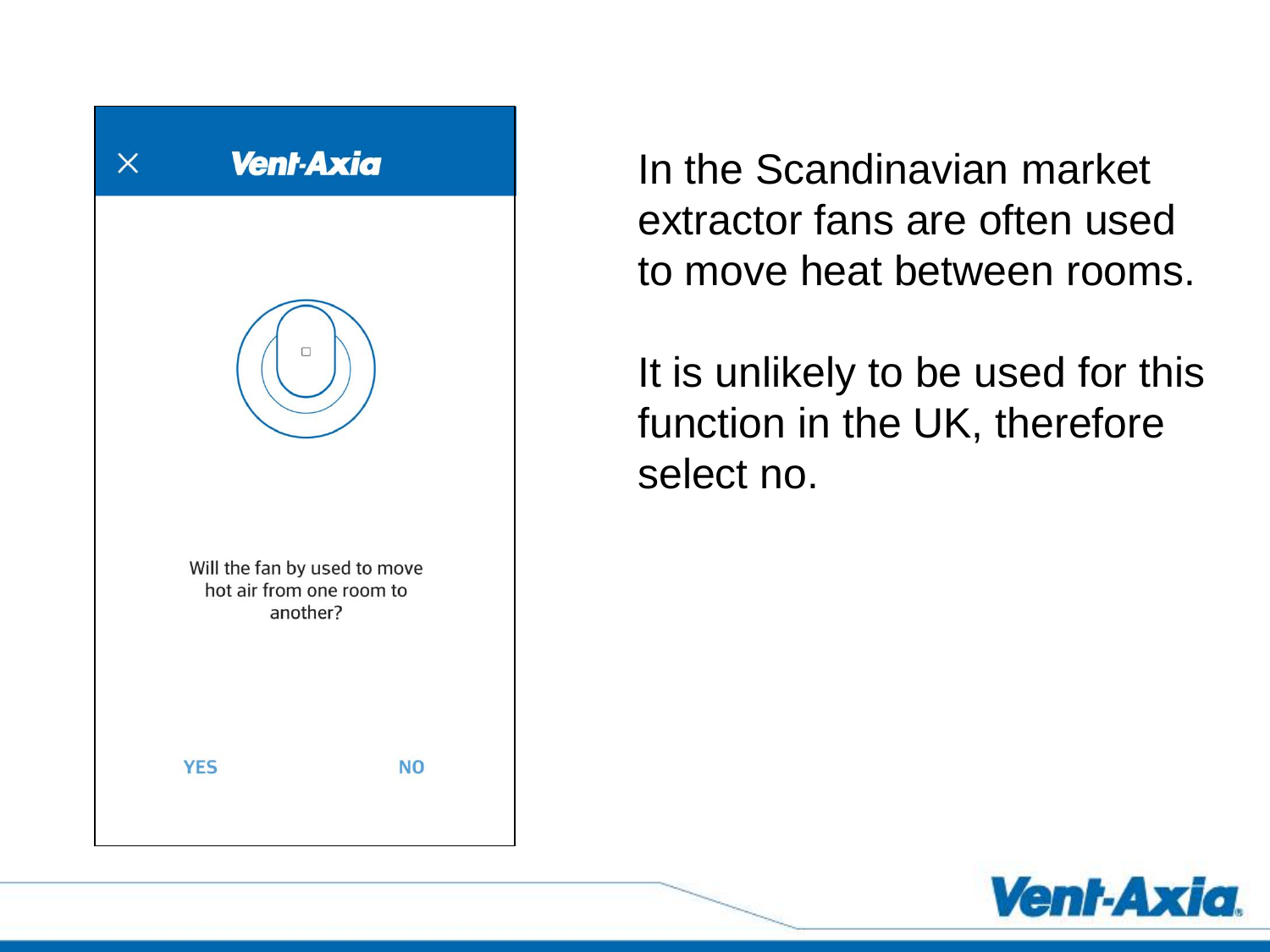Vent-Axia

Will the fan by used to move hot air from one room to another?

YES NO

In the Scandinavian market extractor fans are often used to move heat between rooms.

It is unlikely to be used for this function in the UK, therefore select no.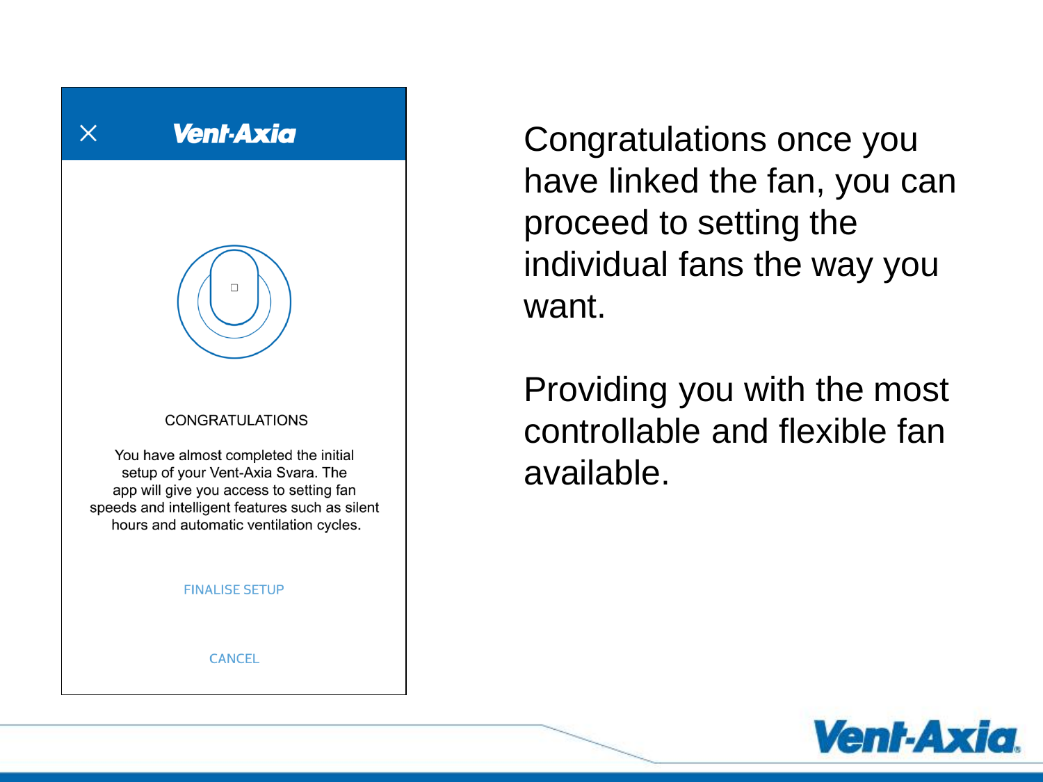Vent-Axia

CONGRATULATIONS

You have almost completed the initial setup of your Vent-Axia Svara. The app will give you access to setting fan speeds and intelligent features such as silent hours and automatic ventilation cycles.

FINALISE SETUP

CANCEL

Congratulations once you have linked the fan, you can proceed to setting the individual fans the way you want.

Providing you with the most controllable and flexible fan available.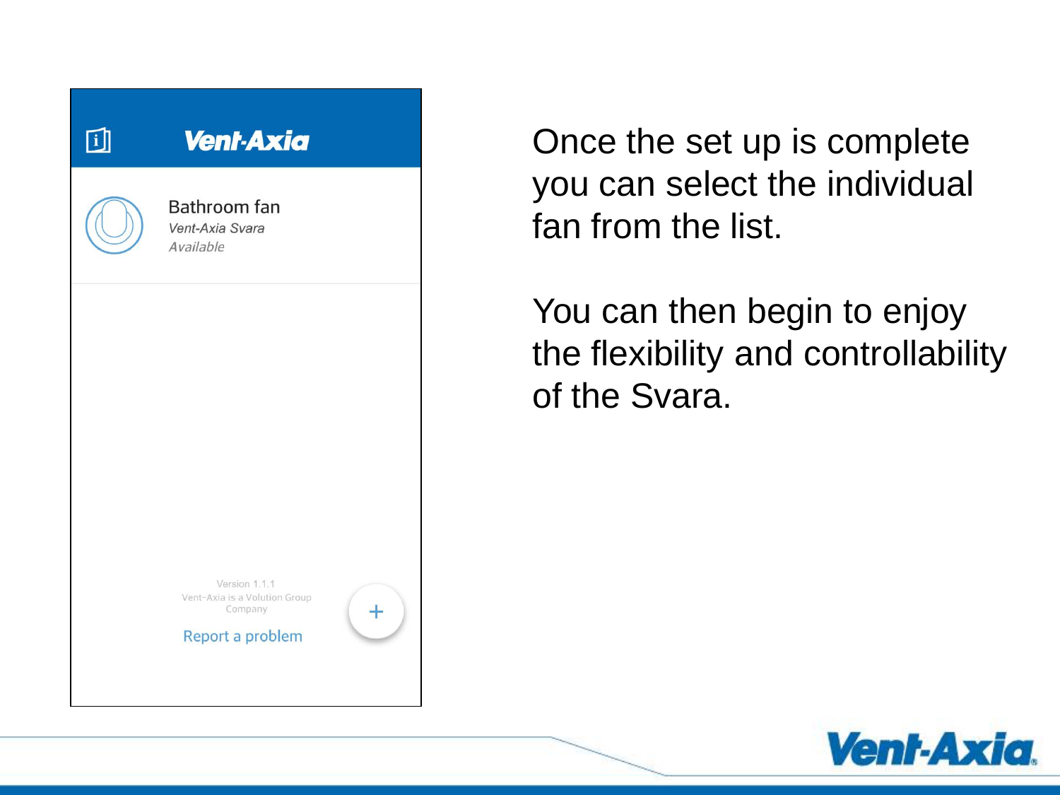Vent-Axia

Bathroom fan
*Vent-Axia Svara*
*Available*

Version 1.1.1
Vent-Axia is a Volution Group Company

Report a problem

+

Once the set up is complete you can select the individual fan from the list.

You can then begin to enjoy the flexibility and controllability of the Svara.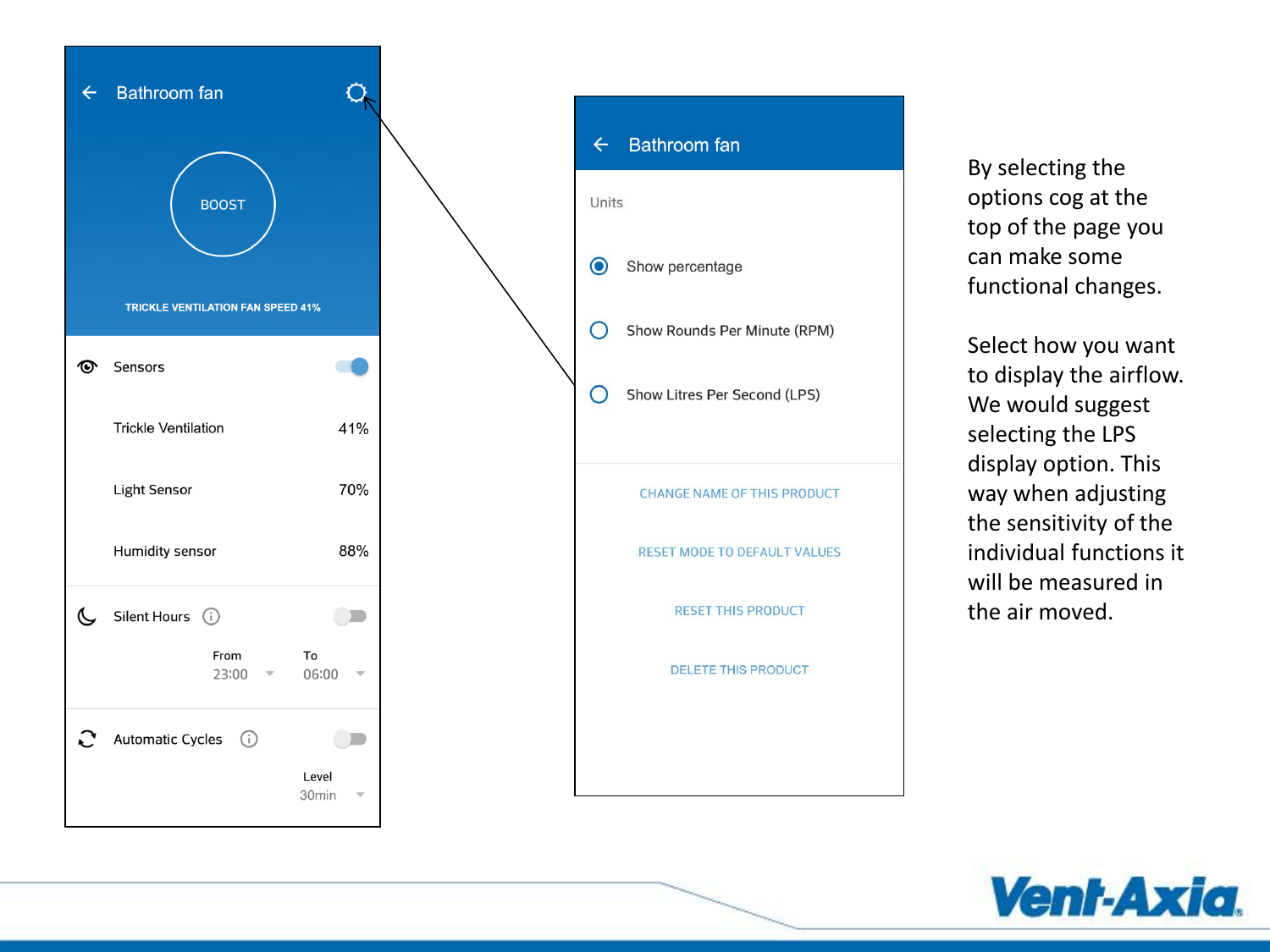Bathroom fan

BOOST

TRICKLE VENTILATION FAN SPEED 41%

| | |
|---|---|
| Sensors | |
| Trickle Ventilation | 41% |
| Light Sensor | 70% |
| Humidity sensor | 88% |

Silent Hours

From 23:00 To 06:00

Automatic Cycles

Level 30min

Bathroom fan

Units

- Show percentage
- Show Rounds Per Minute (RPM)
- Show Litres Per Second (LPS)

CHANGE NAME OF THIS PRODUCT

RESET MODE TO DEFAULT VALUES

RESET THIS PRODUCT

DELETE THIS PRODUCT

By selecting the options cog at the top of the page you can make some functional changes.

Select how you want to display the airflow. We would suggest selecting the LPS display option. This way when adjusting the sensitivity of the individual functions it will be measured in the air moved.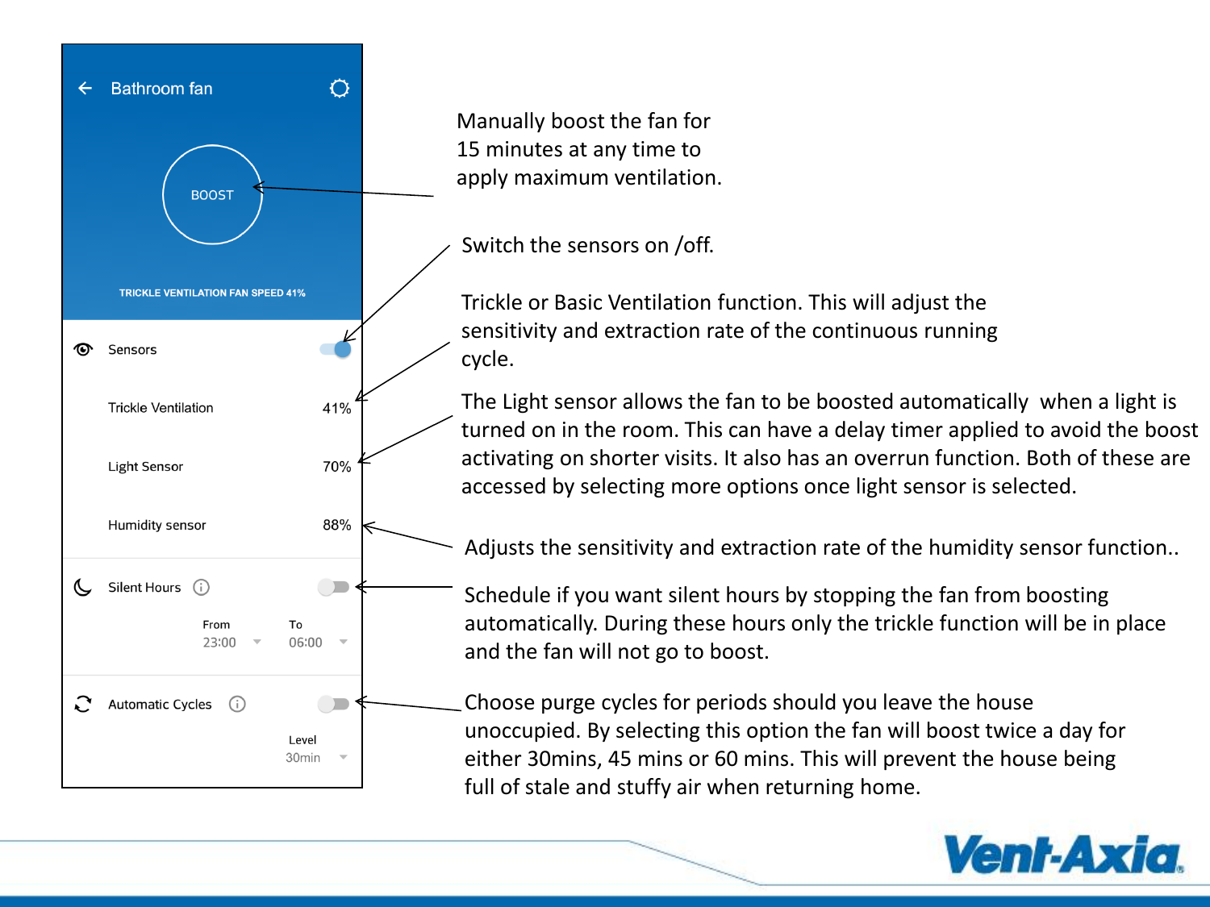Bathroom fan

BOOST

TRICKLE VENTILATION FAN SPEED 41%

| Setting | Value |
| --- | --- |
| Sensors | |
| Trickle Ventilation | 41% |
| Light Sensor | 70% |
| Humidity sensor | 88% |
| Silent Hours | From 23:00 To 06:00 |
| Automatic Cycles | Level 30min |

Manually boost the fan for 15 minutes at any time to apply maximum ventilation.

Switch the sensors on /off.

Trickle or Basic Ventilation function. This will adjust the sensitivity and extraction rate of the continuous running cycle.

The Light sensor allows the fan to be boosted automatically when a light is turned on in the room. This can have a delay timer applied to avoid the boost activating on shorter visits. It also has an overrun function. Both of these are accessed by selecting more options once light sensor is selected.

Adjusts the sensitivity and extraction rate of the humidity sensor function..

Schedule if you want silent hours by stopping the fan from boosting automatically. During these hours only the trickle function will be in place and the fan will not go to boost.

Choose purge cycles for periods should you leave the house unoccupied. By selecting this option the fan will boost twice a day for either 30mins, 45 mins or 60 mins. This will prevent the house being full of stale and stuffy air when returning home.

Vent-Axia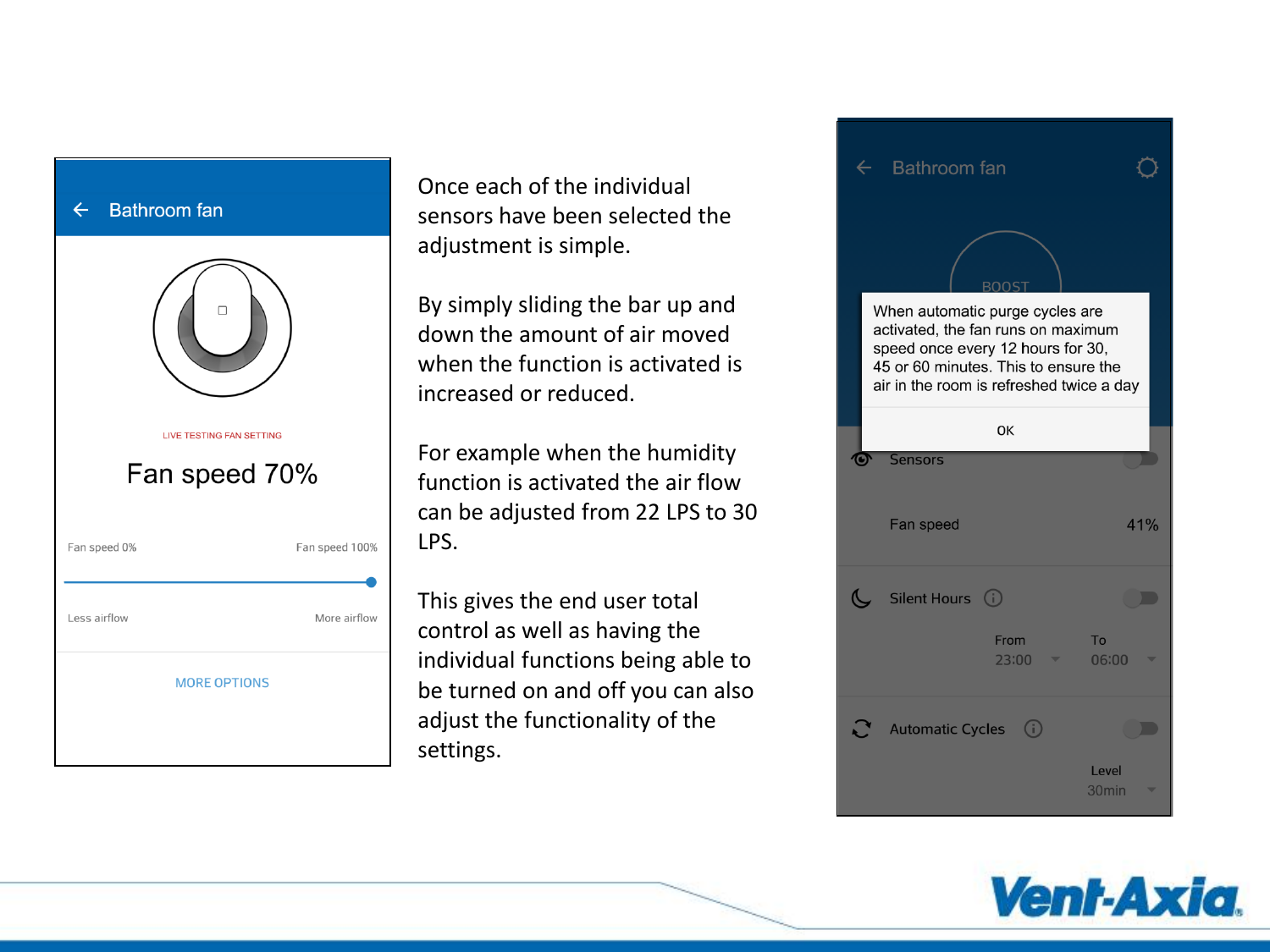Once each of the individual sensors have been selected the adjustment is simple.

By simply sliding the bar up and down the amount of air moved when the function is activated is increased or reduced.

For example when the humidity function is activated the air flow can be adjusted from 22 LPS to 30 LPS.

This gives the end user total control as well as having the individual functions being able to be turned on and off you can also adjust the functionality of the settings.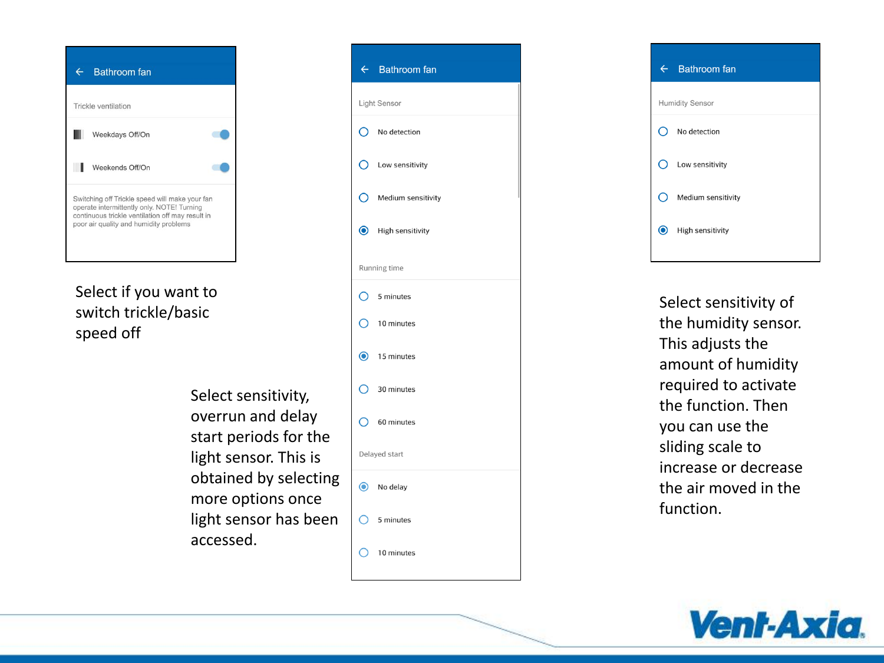**Bathroom fan**

Trickle ventilation

- Weekdays Off/On
- Weekends Off/On

Switching off Trickle speed will make your fan operate intermittently only. NOTE! Turning continuous trickle ventilation off may result in poor air quality and humidity problems

Select if you want to switch trickle/basic speed off

**Bathroom fan**

Light Sensor

- No detection
- Low sensitivity
- Medium sensitivity
- High sensitivity

Running time

- 5 minutes
- 10 minutes
- 15 minutes
- 30 minutes
- 60 minutes

Delayed start

- No delay
- 5 minutes
- 10 minutes

Select sensitivity, overrun and delay start periods for the light sensor. This is obtained by selecting more options once light sensor has been accessed.

**Bathroom fan**

Humidity Sensor

- No detection
- Low sensitivity
- Medium sensitivity
- High sensitivity

Select sensitivity of the humidity sensor. This adjusts the amount of humidity required to activate the function. Then you can use the sliding scale to increase or decrease the air moved in the function.

Vent-Axia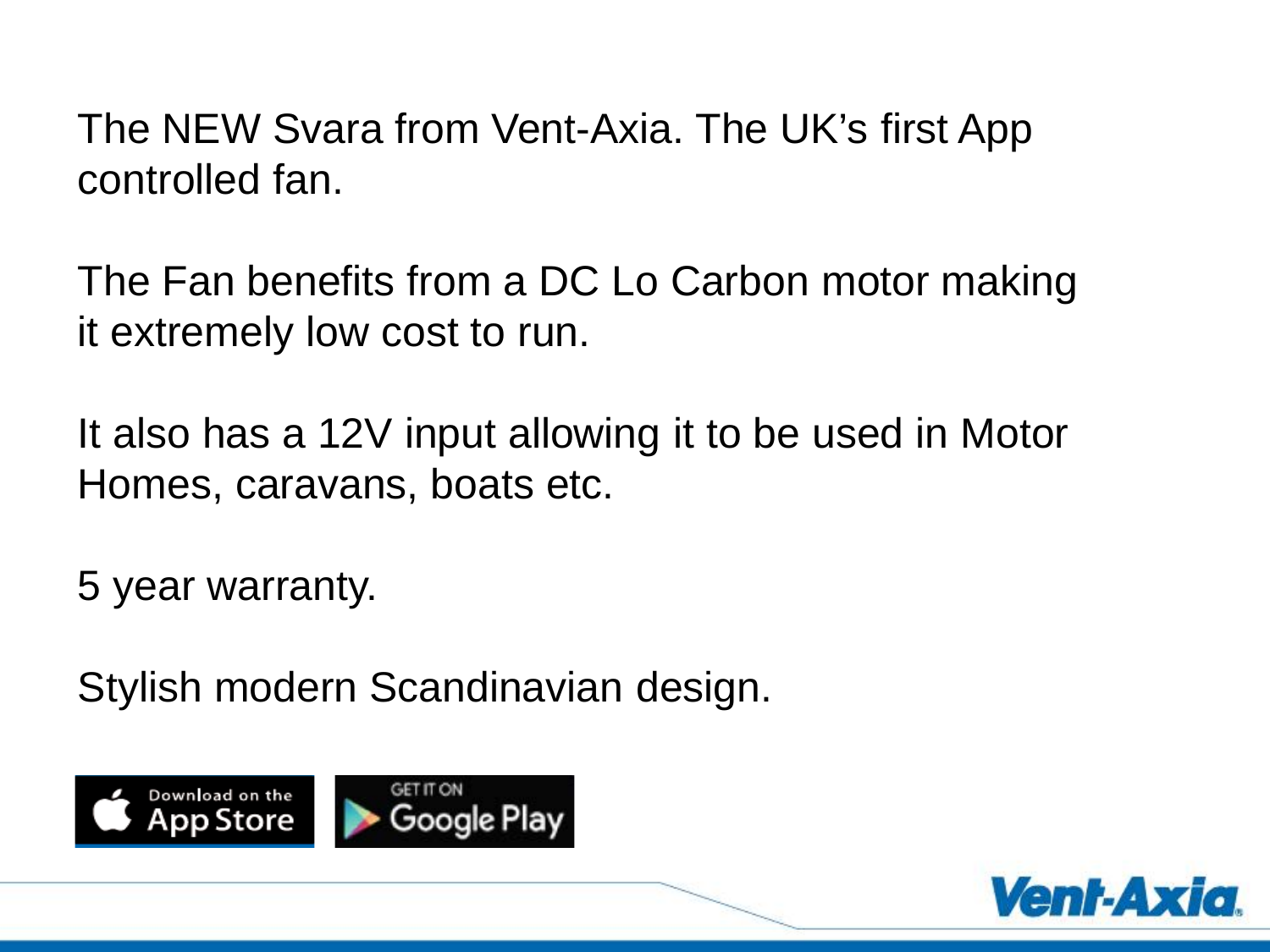The NEW Svara from Vent-Axia. The UK's first App controlled fan.

The Fan benefits from a DC Lo Carbon motor making it extremely low cost to run.

It also has a 12V input allowing it to be used in Motor Homes, caravans, boats etc.

5 year warranty.

Stylish modern Scandinavian design.

Download on the App Store

GET IT ON Google Play